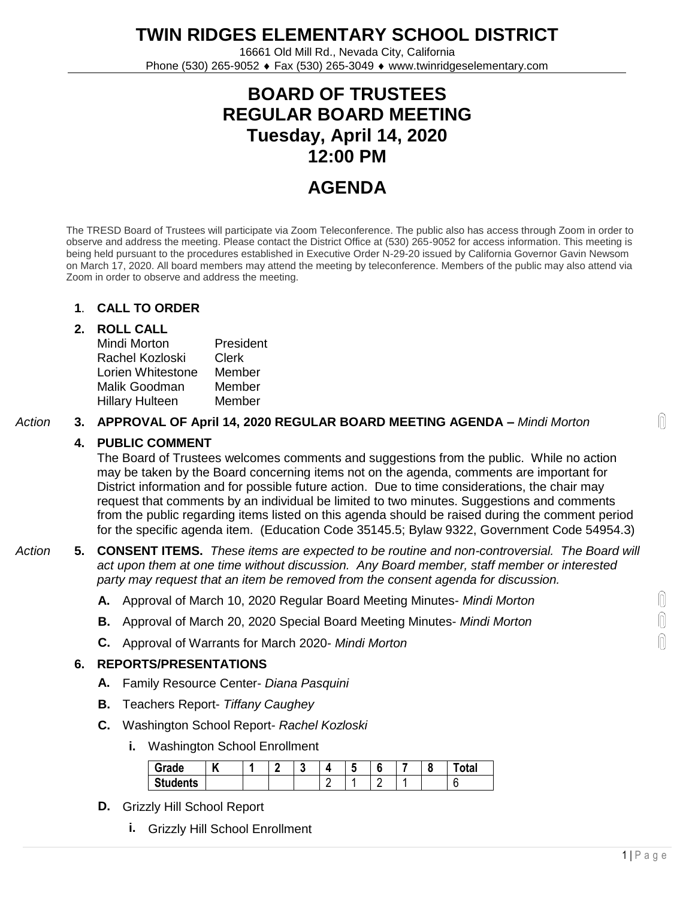# TWIN RIDGES ELEMENTARY SCHOOL DISTRICT

16661 Old Mill Rd., Nevada City, California
Phone (530) 265-9052 ♦ Fax (530) 265-3049 ♦ www.twinridgeselementary.com

## BOARD OF TRUSTEES
## REGULAR BOARD MEETING
## Tuesday, April 14, 2020
## 12:00 PM

## AGENDA

The TRESD Board of Trustees will participate via Zoom Teleconference. The public also has access through Zoom in order to observe and address the meeting. Please contact the District Office at (530) 265-9052 for access information. This meeting is being held pursuant to the procedures established in Executive Order N-29-20 issued by California Governor Gavin Newsom on March 17, 2020. All board members may attend the meeting by teleconference. Members of the public may also attend via Zoom in order to observe and address the meeting.

**1. CALL TO ORDER**

**2. ROLL CALL**

| | |
|---|---|
| Mindi Morton | President |
| Rachel Kozloski | Clerk |
| Lorien Whitestone | Member |
| Malik Goodman | Member |
| Hillary Hulteen | Member |

*Action* **3. APPROVAL OF April 14, 2020 REGULAR BOARD MEETING AGENDA –** *Mindi Morton*

**4. PUBLIC COMMENT**

The Board of Trustees welcomes comments and suggestions from the public. While no action may be taken by the Board concerning items not on the agenda, comments are important for District information and for possible future action. Due to time considerations, the chair may request that comments by an individual be limited to two minutes. Suggestions and comments from the public regarding items listed on this agenda should be raised during the comment period for the specific agenda item. (Education Code 35145.5; Bylaw 9322, Government Code 54954.3)

*Action* **5. CONSENT ITEMS.** *These items are expected to be routine and non-controversial. The Board will act upon them at one time without discussion. Any Board member, staff member or interested party may request that an item be removed from the consent agenda for discussion.*

- **A.** Approval of March 10, 2020 Regular Board Meeting Minutes- *Mindi Morton*
- **B.** Approval of March 20, 2020 Special Board Meeting Minutes- *Mindi Morton*
- **C.** Approval of Warrants for March 2020- *Mindi Morton*

**6. REPORTS/PRESENTATIONS**

- **A.** Family Resource Center- *Diana Pasquini*
- **B.** Teachers Report- *Tiffany Caughey*
- **C.** Washington School Report- *Rachel Kozloski*
  - **i.** Washington School Enrollment

| Grade | K | 1 | 2 | 3 | 4 | 5 | 6 | 7 | 8 | Total |
|---|---|---|---|---|---|---|---|---|---|---|
| Students | | | | | 2 | 1 | 2 | 1 | | 6 |

- **D.** Grizzly Hill School Report
  - **i.** Grizzly Hill School Enrollment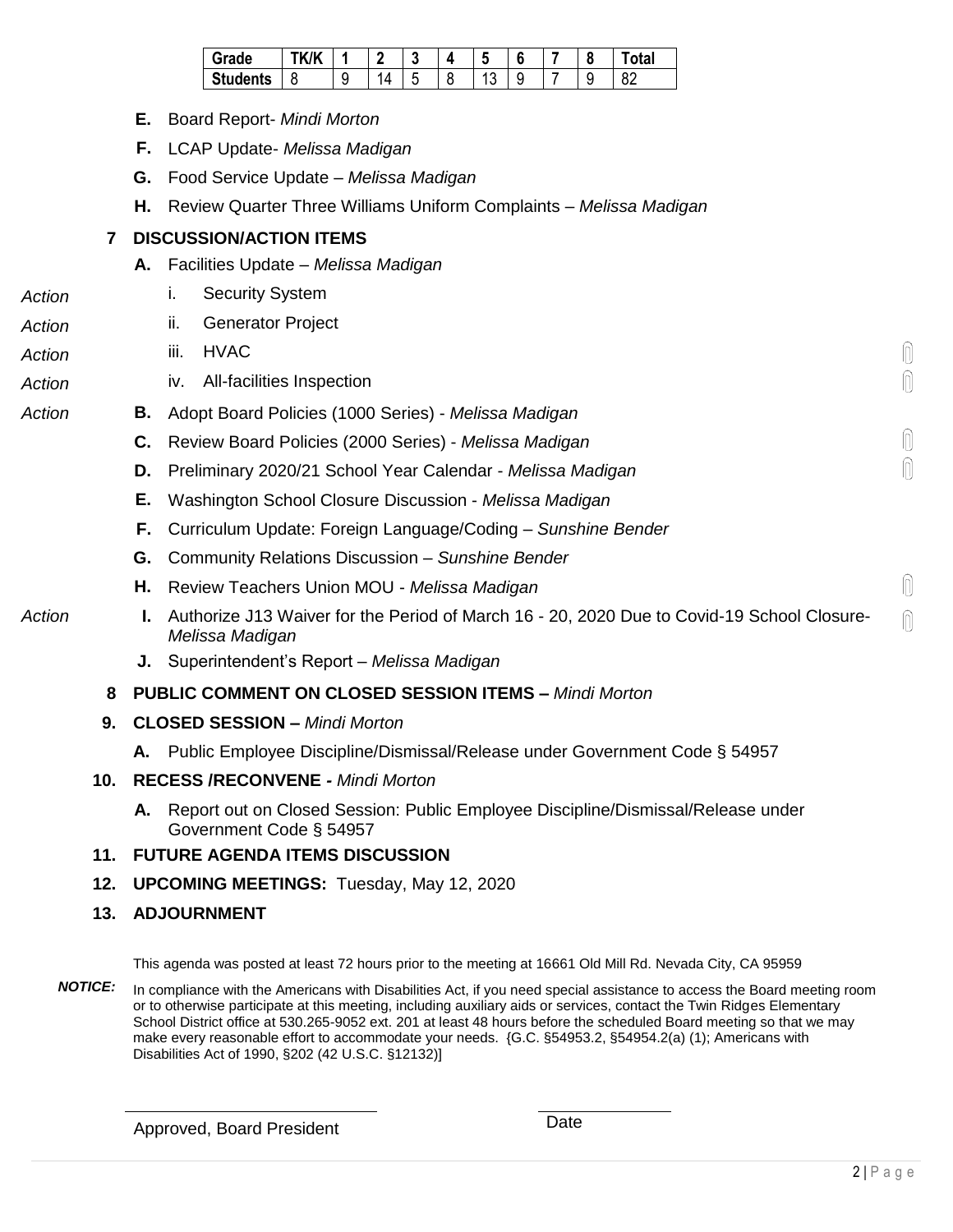| Grade | TK/K | 1 | 2 | 3 | 4 | 5 | 6 | 7 | 8 | Total |
|---|---|---|---|---|---|---|---|---|---|---|
| Students | 8 | 9 | 14 | 5 | 8 | 13 | 9 | 7 | 9 | 82 |

- **E.** Board Report- *Mindi Morton*
- **F.** LCAP Update- *Melissa Madigan*
- **G.** Food Service Update – *Melissa Madigan*
- **H.** Review Quarter Three Williams Uniform Complaints – *Melissa Madigan*

**7 DISCUSSION/ACTION ITEMS**

- **A.** Facilities Update – *Melissa Madigan*
  - *Action* i. Security System
  - *Action* ii. Generator Project
  - *Action* iii. HVAC
  - *Action* iv. All-facilities Inspection
- *Action* **B.** Adopt Board Policies (1000 Series) - *Melissa Madigan*
- **C.** Review Board Policies (2000 Series) - *Melissa Madigan*
- **D.** Preliminary 2020/21 School Year Calendar - *Melissa Madigan*
- **E.** Washington School Closure Discussion - *Melissa Madigan*
- **F.** Curriculum Update: Foreign Language/Coding – *Sunshine Bender*
- **G.** Community Relations Discussion – *Sunshine Bender*
- **H.** Review Teachers Union MOU - *Melissa Madigan*
- *Action* **I.** Authorize J13 Waiver for the Period of March 16 - 20, 2020 Due to Covid-19 School Closure- *Melissa Madigan*
- **J.** Superintendent's Report – *Melissa Madigan*

**8 PUBLIC COMMENT ON CLOSED SESSION ITEMS –** *Mindi Morton*

**9. CLOSED SESSION –** *Mindi Morton*

- **A.** Public Employee Discipline/Dismissal/Release under Government Code § 54957

**10. RECESS /RECONVENE -** *Mindi Morton*

- **A.** Report out on Closed Session: Public Employee Discipline/Dismissal/Release under Government Code § 54957

**11. FUTURE AGENDA ITEMS DISCUSSION**

**12. UPCOMING MEETINGS:** Tuesday, May 12, 2020

**13. ADJOURNMENT**

This agenda was posted at least 72 hours prior to the meeting at 16661 Old Mill Rd. Nevada City, CA 95959

***NOTICE:*** In compliance with the Americans with Disabilities Act, if you need special assistance to access the Board meeting room or to otherwise participate at this meeting, including auxiliary aids or services, contact the Twin Ridges Elementary School District office at 530.265-9052 ext. 201 at least 48 hours before the scheduled Board meeting so that we may make every reasonable effort to accommodate your needs. {G.C. §54953.2, §54954.2(a) (1); Americans with Disabilities Act of 1990, §202 (42 U.S.C. §12132)]

Approved, Board President ____________________ Date ____________